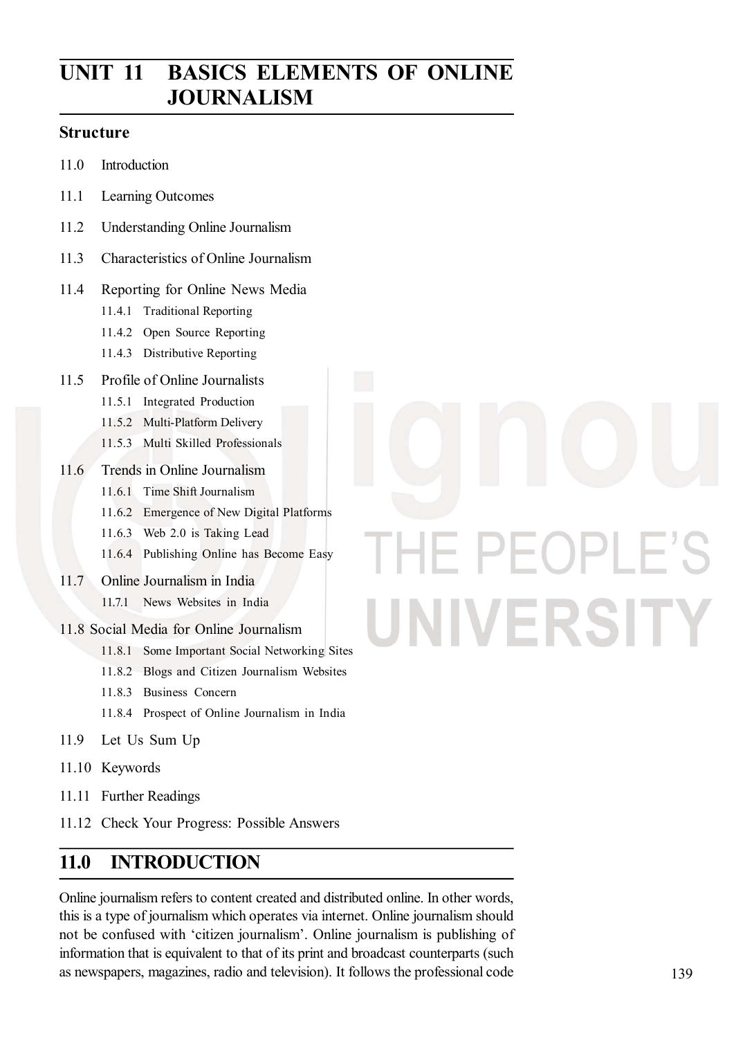# UNIT 11 BASICS ELEMENTS OF ONLINE JOURNALISM

## Structure

11.0 Introduction

11.1 Learning Outcomes

11.2 Understanding Online Journalism

11.3 Characteristics of Online Journalism

11.4 Reporting for Online News Media

- 11.4.1 Traditional Reporting
- 11.4.2 Open Source Reporting
- 11.4.3 Distributive Reporting

11.5 Profile of Online Journalists

- 11.5.1 Integrated Production
- 11.5.2 Multi-Platform Delivery
- 11.5.3 Multi Skilled Professionals

11.6 Trends in Online Journalism

- 11.6.1 Time Shift Journalism
- 11.6.2 Emergence of New Digital Platforms
- 11.6.3 Web 2.0 is Taking Lead
- 11.6.4 Publishing Online has Become Easy

11.7 Online Journalism in India

- 11.7.1 News Websites in India

11.8 Social Media for Online Journalism

- 11.8.1 Some Important Social Networking Sites
- 11.8.2 Blogs and Citizen Journalism Websites
- 11.8.3 Business Concern
- 11.8.4 Prospect of Online Journalism in India

11.9 Let Us Sum Up

11.10 Keywords

11.11 Further Readings

11.12 Check Your Progress: Possible Answers

## 11.0 INTRODUCTION

Online journalism refers to content created and distributed online. In other words, this is a type of journalism which operates via internet. Online journalism should not be confused with 'citizen journalism'. Online journalism is publishing of information that is equivalent to that of its print and broadcast counterparts (such as newspapers, magazines, radio and television). It follows the professional code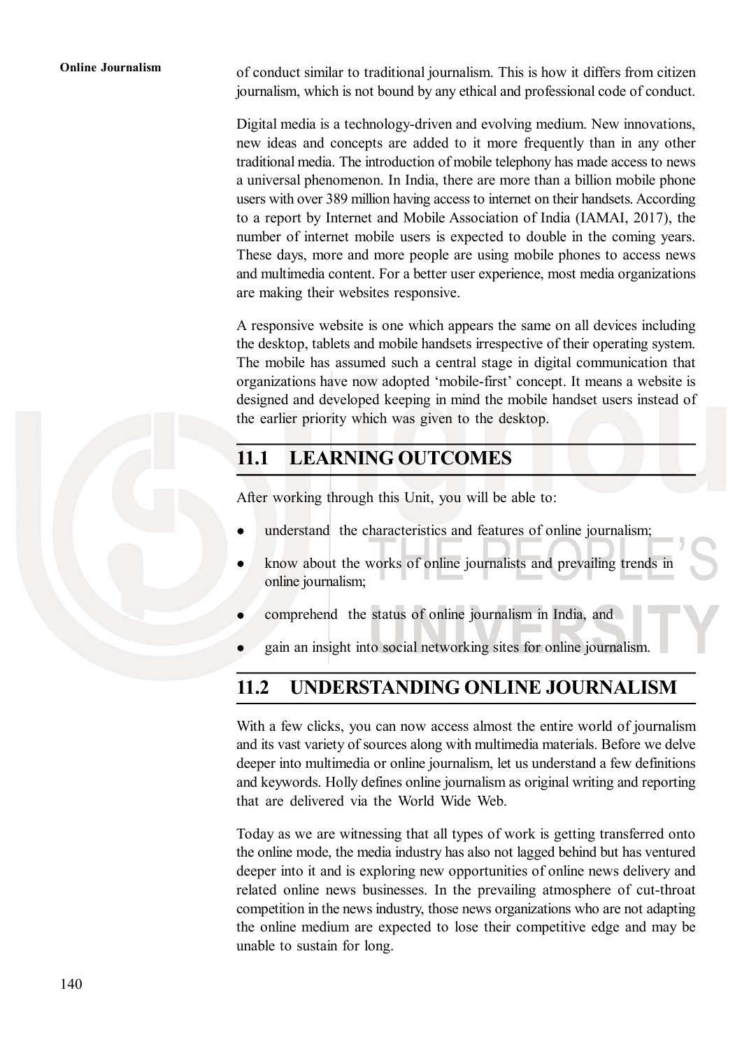of conduct similar to traditional journalism. This is how it differs from citizen journalism, which is not bound by any ethical and professional code of conduct.

Digital media is a technology-driven and evolving medium. New innovations, new ideas and concepts are added to it more frequently than in any other traditional media. The introduction of mobile telephony has made access to news a universal phenomenon. In India, there are more than a billion mobile phone users with over 389 million having access to internet on their handsets. According to a report by Internet and Mobile Association of India (IAMAI, 2017), the number of internet mobile users is expected to double in the coming years. These days, more and more people are using mobile phones to access news and multimedia content. For a better user experience, most media organizations are making their websites responsive.

A responsive website is one which appears the same on all devices including the desktop, tablets and mobile handsets irrespective of their operating system. The mobile has assumed such a central stage in digital communication that organizations have now adopted 'mobile-first' concept. It means a website is designed and developed keeping in mind the mobile handset users instead of the earlier priority which was given to the desktop.

## 11.1 LEARNING OUTCOMES

After working through this Unit, you will be able to:

- understand the characteristics and features of online journalism;
- know about the works of online journalists and prevailing trends in online journalism;
- comprehend the status of online journalism in India, and
- gain an insight into social networking sites for online journalism.

## 11.2 UNDERSTANDING ONLINE JOURNALISM

With a few clicks, you can now access almost the entire world of journalism and its vast variety of sources along with multimedia materials. Before we delve deeper into multimedia or online journalism, let us understand a few definitions and keywords. Holly defines online journalism as original writing and reporting that are delivered via the World Wide Web.

Today as we are witnessing that all types of work is getting transferred onto the online mode, the media industry has also not lagged behind but has ventured deeper into it and is exploring new opportunities of online news delivery and related online news businesses. In the prevailing atmosphere of cut-throat competition in the news industry, those news organizations who are not adapting the online medium are expected to lose their competitive edge and may be unable to sustain for long.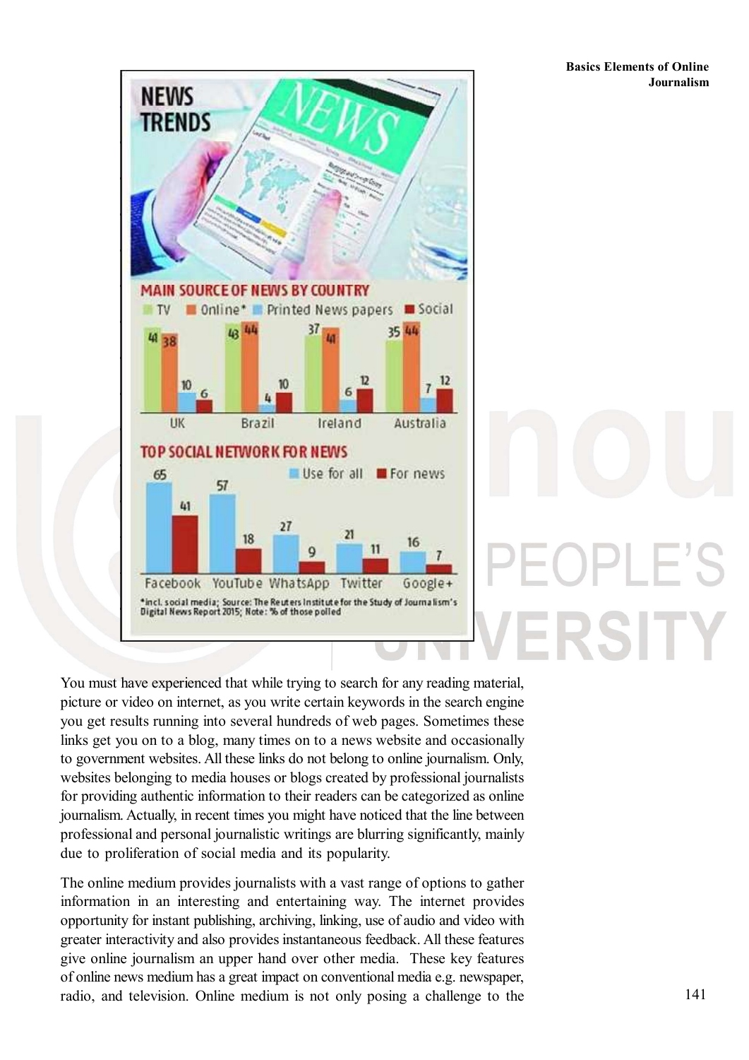**NEWS TRENDS**

**MAIN SOURCE OF NEWS BY COUNTRY**

| Country | TV | Online* | Printed News papers | Social |
|---|---|---|---|---|
| UK | 41 | 38 | 10 | 6 |
| Brazil | 43 | 44 | 4 | 10 |
| Ireland | 37 | 41 | 6 | 12 |
| Australia | 35 | 44 | 7 | 12 |

**TOP SOCIAL NETWORK FOR NEWS**

| Network | Use for all | For news |
|---|---|---|
| Facebook | 65 | 41 |
| YouTube | 57 | 18 |
| WhatsApp | 27 | 9 |
| Twitter | 21 | 11 |
| Google+ | 16 | 7 |

*incl. social media; Source: The Reuters Institute for the Study of Journalism's Digital News Report 2015; Note: % of those polled

You must have experienced that while trying to search for any reading material, picture or video on internet, as you write certain keywords in the search engine you get results running into several hundreds of web pages. Sometimes these links get you on to a blog, many times on to a news website and occasionally to government websites. All these links do not belong to online journalism. Only, websites belonging to media houses or blogs created by professional journalists for providing authentic information to their readers can be categorized as online journalism. Actually, in recent times you might have noticed that the line between professional and personal journalistic writings are blurring significantly, mainly due to proliferation of social media and its popularity.

The online medium provides journalists with a vast range of options to gather information in an interesting and entertaining way. The internet provides opportunity for instant publishing, archiving, linking, use of audio and video with greater interactivity and also provides instantaneous feedback. All these features give online journalism an upper hand over other media. These key features of online news medium has a great impact on conventional media e.g. newspaper, radio, and television. Online medium is not only posing a challenge to the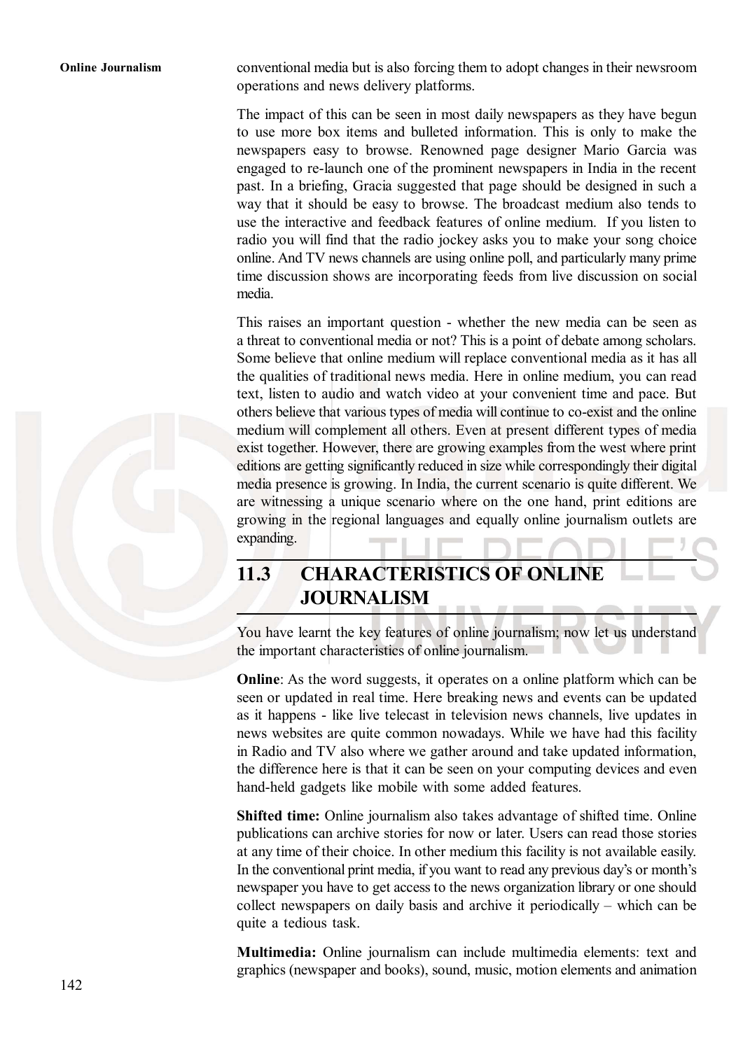conventional media but is also forcing them to adopt changes in their newsroom operations and news delivery platforms.

The impact of this can be seen in most daily newspapers as they have begun to use more box items and bulleted information. This is only to make the newspapers easy to browse. Renowned page designer Mario Garcia was engaged to re-launch one of the prominent newspapers in India in the recent past. In a briefing, Gracia suggested that page should be designed in such a way that it should be easy to browse. The broadcast medium also tends to use the interactive and feedback features of online medium. If you listen to radio you will find that the radio jockey asks you to make your song choice online. And TV news channels are using online poll, and particularly many prime time discussion shows are incorporating feeds from live discussion on social media.

This raises an important question - whether the new media can be seen as a threat to conventional media or not? This is a point of debate among scholars. Some believe that online medium will replace conventional media as it has all the qualities of traditional news media. Here in online medium, you can read text, listen to audio and watch video at your convenient time and pace. But others believe that various types of media will continue to co-exist and the online medium will complement all others. Even at present different types of media exist together. However, there are growing examples from the west where print editions are getting significantly reduced in size while correspondingly their digital media presence is growing. In India, the current scenario is quite different. We are witnessing a unique scenario where on the one hand, print editions are growing in the regional languages and equally online journalism outlets are expanding.

## 11.3 CHARACTERISTICS OF ONLINE JOURNALISM

You have learnt the key features of online journalism; now let us understand the important characteristics of online journalism.

**Online**: As the word suggests, it operates on a online platform which can be seen or updated in real time. Here breaking news and events can be updated as it happens - like live telecast in television news channels, live updates in news websites are quite common nowadays. While we have had this facility in Radio and TV also where we gather around and take updated information, the difference here is that it can be seen on your computing devices and even hand-held gadgets like mobile with some added features.

**Shifted time:** Online journalism also takes advantage of shifted time. Online publications can archive stories for now or later. Users can read those stories at any time of their choice. In other medium this facility is not available easily. In the conventional print media, if you want to read any previous day's or month's newspaper you have to get access to the news organization library or one should collect newspapers on daily basis and archive it periodically – which can be quite a tedious task.

**Multimedia:** Online journalism can include multimedia elements: text and graphics (newspaper and books), sound, music, motion elements and animation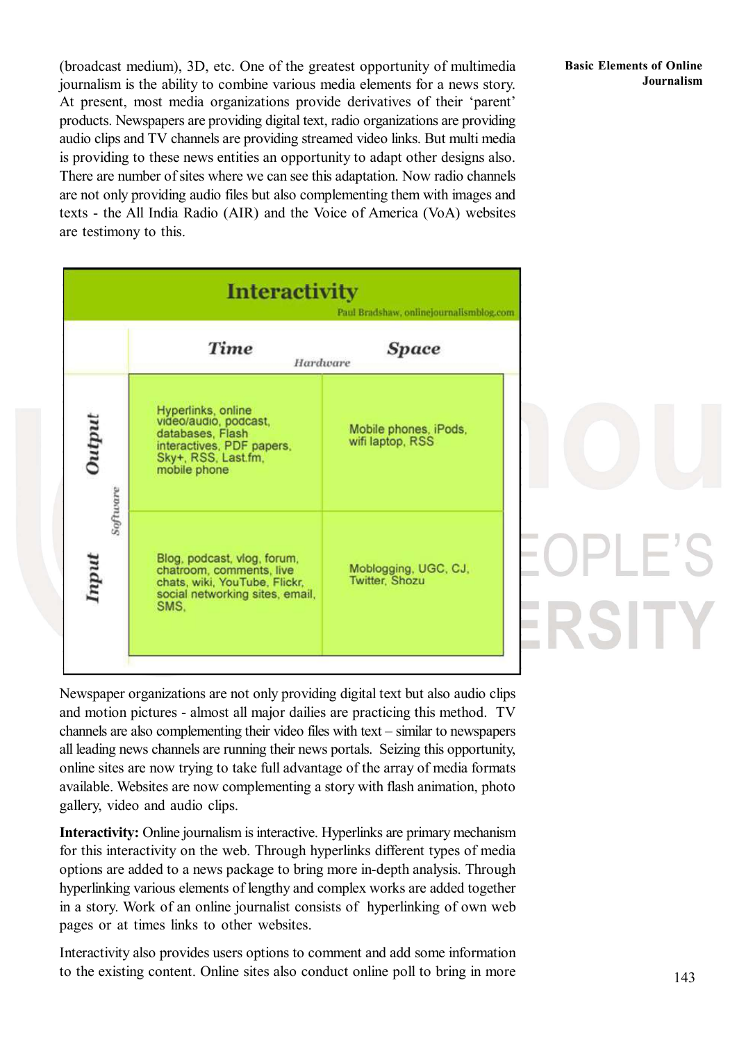(broadcast medium), 3D, etc. One of the greatest opportunity of multimedia journalism is the ability to combine various media elements for a news story. At present, most media organizations provide derivatives of their 'parent' products. Newspapers are providing digital text, radio organizations are providing audio clips and TV channels are providing streamed video links. But multi media is providing to these news entities an opportunity to adapt other designs also. There are number of sites where we can see this adaptation. Now radio channels are not only providing audio files but also complementing them with images and texts - the All India Radio (AIR) and the Voice of America (VoA) websites are testimony to this.

**Interactivity**

Paul Bradshaw, onlinejournalismblog.com

| Software | **Time** (Hardware) | **Space** (Hardware) |
|---|---|---|
| **Output** | Hyperlinks, online video/audio, podcast, databases, Flash interactives, PDF papers, Sky+, RSS, Last.fm, mobile phone | Mobile phones, iPods, wifi laptop, RSS |
| **Input** | Blog, podcast, vlog, forum, chatroom, comments, live chats, wiki, YouTube, Flickr, social networking sites, email, SMS, | Moblogging, UGC, CJ, Twitter, Shozu |

Newspaper organizations are not only providing digital text but also audio clips and motion pictures - almost all major dailies are practicing this method. TV channels are also complementing their video files with text – similar to newspapers all leading news channels are running their news portals. Seizing this opportunity, online sites are now trying to take full advantage of the array of media formats available. Websites are now complementing a story with flash animation, photo gallery, video and audio clips.

**Interactivity:** Online journalism is interactive. Hyperlinks are primary mechanism for this interactivity on the web. Through hyperlinks different types of media options are added to a news package to bring more in-depth analysis. Through hyperlinking various elements of lengthy and complex works are added together in a story. Work of an online journalist consists of hyperlinking of own web pages or at times links to other websites.

Interactivity also provides users options to comment and add some information to the existing content. Online sites also conduct online poll to bring in more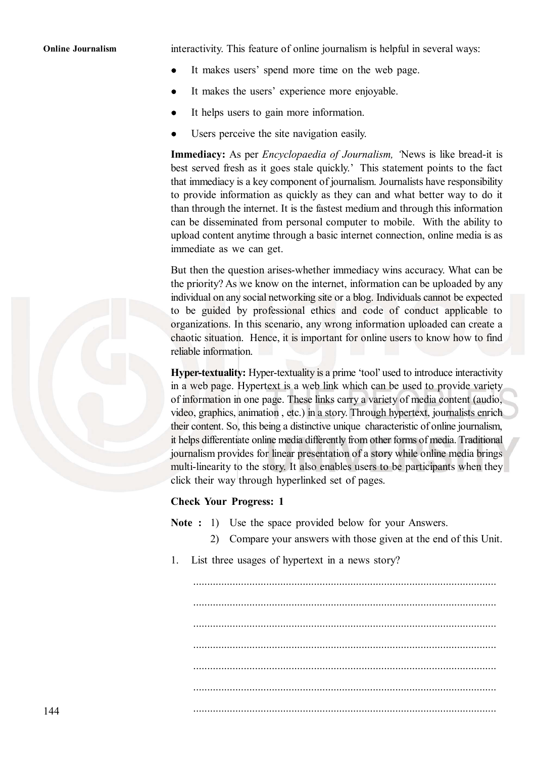interactivity. This feature of online journalism is helpful in several ways:

- It makes users' spend more time on the web page.
- It makes the users' experience more enjoyable.
- It helps users to gain more information.
- Users perceive the site navigation easily.

**Immediacy:** As per *Encyclopaedia of Journalism,* 'News is like bread-it is best served fresh as it goes stale quickly.' This statement points to the fact that immediacy is a key component of journalism. Journalists have responsibility to provide information as quickly as they can and what better way to do it than through the internet. It is the fastest medium and through this information can be disseminated from personal computer to mobile. With the ability to upload content anytime through a basic internet connection, online media is as immediate as we can get.

But then the question arises-whether immediacy wins accuracy. What can be the priority? As we know on the internet, information can be uploaded by any individual on any social networking site or a blog. Individuals cannot be expected to be guided by professional ethics and code of conduct applicable to organizations. In this scenario, any wrong information uploaded can create a chaotic situation. Hence, it is important for online users to know how to find reliable information.

**Hyper-textuality:** Hyper-textuality is a prime 'tool' used to introduce interactivity in a web page. Hypertext is a web link which can be used to provide variety of information in one page. These links carry a variety of media content (audio, video, graphics, animation , etc.) in a story. Through hypertext, journalists enrich their content. So, this being a distinctive unique characteristic of online journalism, it helps differentiate online media differently from other forms of media. Traditional journalism provides for linear presentation of a story while online media brings multi-linearity to the story. It also enables users to be participants when they click their way through hyperlinked set of pages.

**Check Your Progress: 1**

**Note :** 1) Use the space provided below for your Answers.

2) Compare your answers with those given at the end of this Unit.

1. List three usages of hypertext in a news story?

..........................................................................................................

..........................................................................................................

..........................................................................................................

..........................................................................................................

..........................................................................................................

..........................................................................................................

..........................................................................................................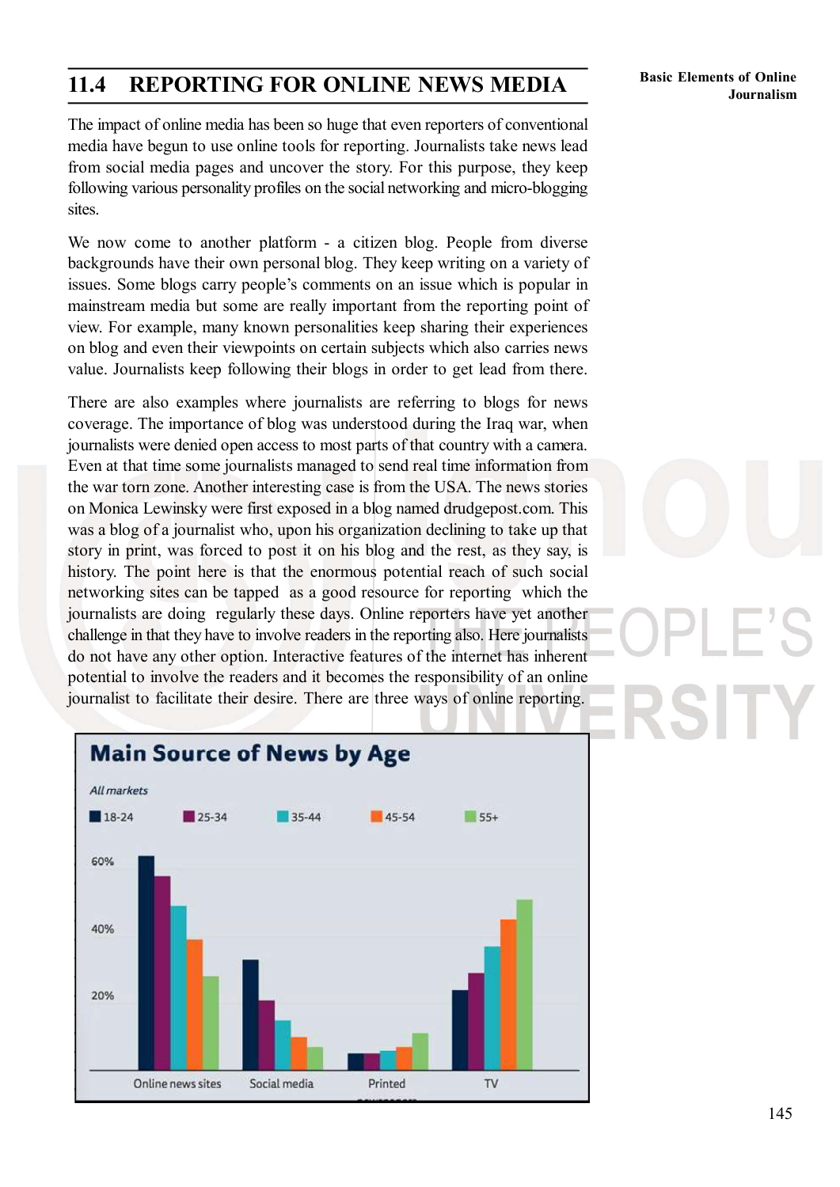## 11.4 REPORTING FOR ONLINE NEWS MEDIA

The impact of online media has been so huge that even reporters of conventional media have begun to use online tools for reporting. Journalists take news lead from social media pages and uncover the story. For this purpose, they keep following various personality profiles on the social networking and micro-blogging sites.

We now come to another platform - a citizen blog. People from diverse backgrounds have their own personal blog. They keep writing on a variety of issues. Some blogs carry people's comments on an issue which is popular in mainstream media but some are really important from the reporting point of view. For example, many known personalities keep sharing their experiences on blog and even their viewpoints on certain subjects which also carries news value. Journalists keep following their blogs in order to get lead from there.

There are also examples where journalists are referring to blogs for news coverage. The importance of blog was understood during the Iraq war, when journalists were denied open access to most parts of that country with a camera. Even at that time some journalists managed to send real time information from the war torn zone. Another interesting case is from the USA. The news stories on Monica Lewinsky were first exposed in a blog named drudgepost.com. This was a blog of a journalist who, upon his organization declining to take up that story in print, was forced to post it on his blog and the rest, as they say, is history. The point here is that the enormous potential reach of such social networking sites can be tapped as a good resource for reporting which the journalists are doing regularly these days. Online reporters have yet another challenge in that they have to involve readers in the reporting also. Here journalists do not have any other option. Interactive features of the internet has inherent potential to involve the readers and it becomes the responsibility of an online journalist to facilitate their desire. There are three ways of online reporting.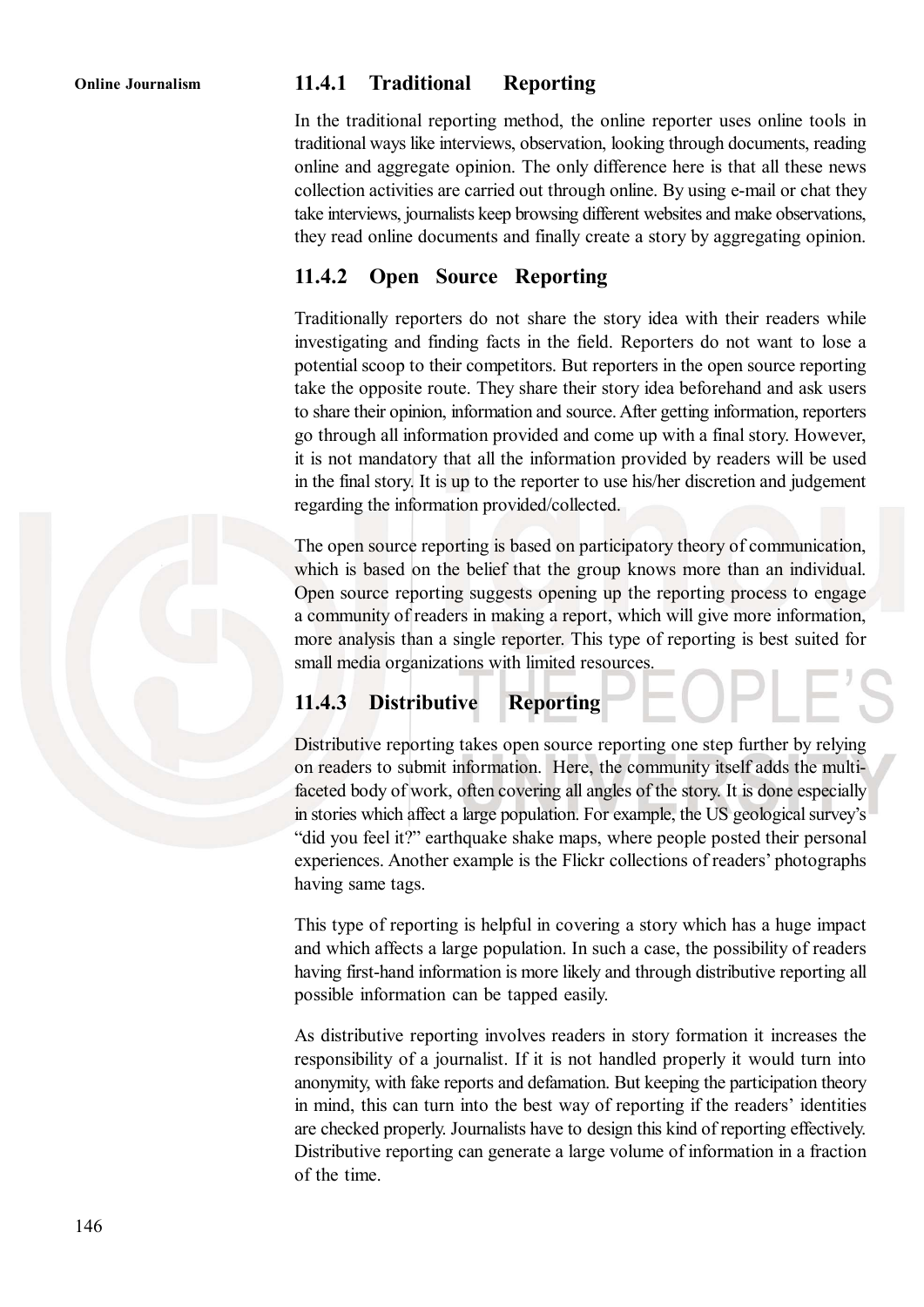### 11.4.1 Traditional Reporting

In the traditional reporting method, the online reporter uses online tools in traditional ways like interviews, observation, looking through documents, reading online and aggregate opinion. The only difference here is that all these news collection activities are carried out through online. By using e-mail or chat they take interviews, journalists keep browsing different websites and make observations, they read online documents and finally create a story by aggregating opinion.

### 11.4.2 Open Source Reporting

Traditionally reporters do not share the story idea with their readers while investigating and finding facts in the field. Reporters do not want to lose a potential scoop to their competitors. But reporters in the open source reporting take the opposite route. They share their story idea beforehand and ask users to share their opinion, information and source. After getting information, reporters go through all information provided and come up with a final story. However, it is not mandatory that all the information provided by readers will be used in the final story. It is up to the reporter to use his/her discretion and judgement regarding the information provided/collected.

The open source reporting is based on participatory theory of communication, which is based on the belief that the group knows more than an individual. Open source reporting suggests opening up the reporting process to engage a community of readers in making a report, which will give more information, more analysis than a single reporter. This type of reporting is best suited for small media organizations with limited resources.

### 11.4.3 Distributive Reporting

Distributive reporting takes open source reporting one step further by relying on readers to submit information. Here, the community itself adds the multi-faceted body of work, often covering all angles of the story. It is done especially in stories which affect a large population. For example, the US geological survey's "did you feel it?" earthquake shake maps, where people posted their personal experiences. Another example is the Flickr collections of readers' photographs having same tags.

This type of reporting is helpful in covering a story which has a huge impact and which affects a large population. In such a case, the possibility of readers having first-hand information is more likely and through distributive reporting all possible information can be tapped easily.

As distributive reporting involves readers in story formation it increases the responsibility of a journalist. If it is not handled properly it would turn into anonymity, with fake reports and defamation. But keeping the participation theory in mind, this can turn into the best way of reporting if the readers' identities are checked properly. Journalists have to design this kind of reporting effectively. Distributive reporting can generate a large volume of information in a fraction of the time.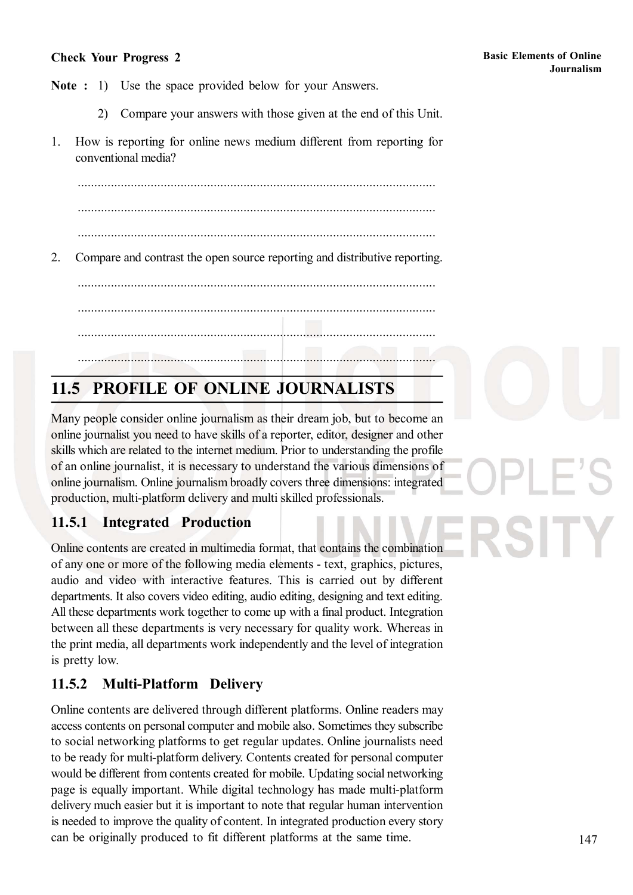**Check Your Progress 2**

**Note :** 1) Use the space provided below for your Answers.

2) Compare your answers with those given at the end of this Unit.

1. How is reporting for online news medium different from reporting for conventional media?

..........................................................................................................

..........................................................................................................

..........................................................................................................

2. Compare and contrast the open source reporting and distributive reporting.

..........................................................................................................

..........................................................................................................

..........................................................................................................

..........................................................................................................

## 11.5 PROFILE OF ONLINE JOURNALISTS

Many people consider online journalism as their dream job, but to become an online journalist you need to have skills of a reporter, editor, designer and other skills which are related to the internet medium. Prior to understanding the profile of an online journalist, it is necessary to understand the various dimensions of online journalism. Online journalism broadly covers three dimensions: integrated production, multi-platform delivery and multi skilled professionals.

### 11.5.1 Integrated Production

Online contents are created in multimedia format, that contains the combination of any one or more of the following media elements - text, graphics, pictures, audio and video with interactive features. This is carried out by different departments. It also covers video editing, audio editing, designing and text editing. All these departments work together to come up with a final product. Integration between all these departments is very necessary for quality work. Whereas in the print media, all departments work independently and the level of integration is pretty low.

### 11.5.2 Multi-Platform Delivery

Online contents are delivered through different platforms. Online readers may access contents on personal computer and mobile also. Sometimes they subscribe to social networking platforms to get regular updates. Online journalists need to be ready for multi-platform delivery. Contents created for personal computer would be different from contents created for mobile. Updating social networking page is equally important. While digital technology has made multi-platform delivery much easier but it is important to note that regular human intervention is needed to improve the quality of content. In integrated production every story can be originally produced to fit different platforms at the same time.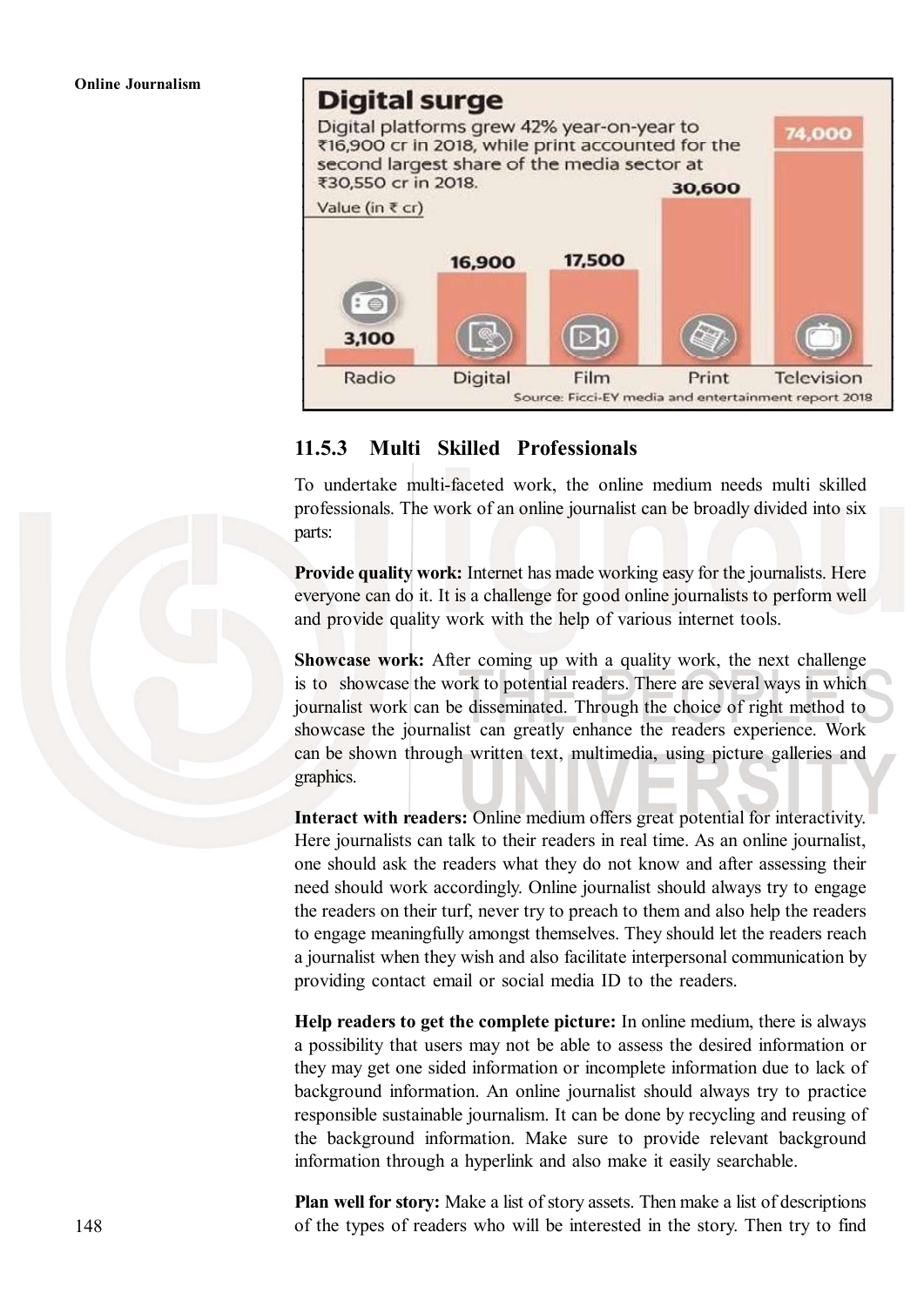**Digital surge**

Digital platforms grew 42% year-on-year to ₹16,900 cr in 2018, while print accounted for the second largest share of the media sector at ₹30,550 cr in 2018.

Value (in ₹ cr)

| Radio | Digital | Film | Print | Television |
|---|---|---|---|---|
| 3,100 | 16,900 | 17,500 | 30,600 | 74,000 |

Source: Ficci-EY media and entertainment report 2018

### 11.5.3 Multi Skilled Professionals

To undertake multi-faceted work, the online medium needs multi skilled professionals. The work of an online journalist can be broadly divided into six parts:

**Provide quality work:** Internet has made working easy for the journalists. Here everyone can do it. It is a challenge for good online journalists to perform well and provide quality work with the help of various internet tools.

**Showcase work:** After coming up with a quality work, the next challenge is to showcase the work to potential readers. There are several ways in which journalist work can be disseminated. Through the choice of right method to showcase the journalist can greatly enhance the readers experience. Work can be shown through written text, multimedia, using picture galleries and graphics.

**Interact with readers:** Online medium offers great potential for interactivity. Here journalists can talk to their readers in real time. As an online journalist, one should ask the readers what they do not know and after assessing their need should work accordingly. Online journalist should always try to engage the readers on their turf, never try to preach to them and also help the readers to engage meaningfully amongst themselves. They should let the readers reach a journalist when they wish and also facilitate interpersonal communication by providing contact email or social media ID to the readers.

**Help readers to get the complete picture:** In online medium, there is always a possibility that users may not be able to assess the desired information or they may get one sided information or incomplete information due to lack of background information. An online journalist should always try to practice responsible sustainable journalism. It can be done by recycling and reusing of the background information. Make sure to provide relevant background information through a hyperlink and also make it easily searchable.

**Plan well for story:** Make a list of story assets. Then make a list of descriptions of the types of readers who will be interested in the story. Then try to find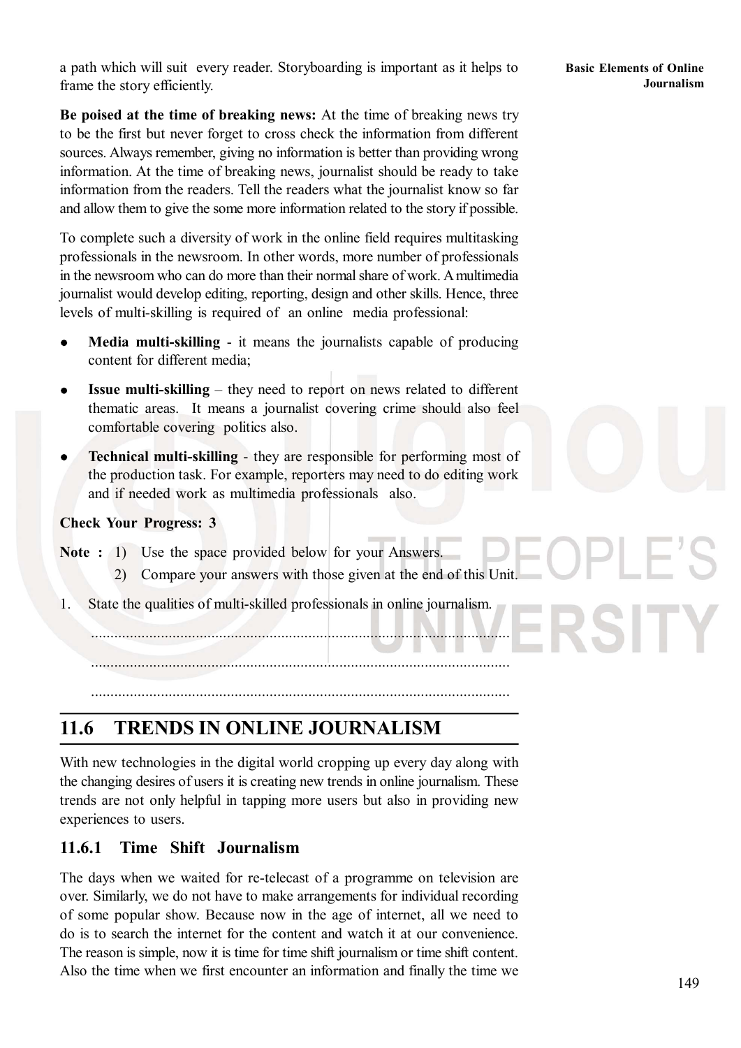a path which will suit every reader. Storyboarding is important as it helps to frame the story efficiently.

**Be poised at the time of breaking news:** At the time of breaking news try to be the first but never forget to cross check the information from different sources. Always remember, giving no information is better than providing wrong information. At the time of breaking news, journalist should be ready to take information from the readers. Tell the readers what the journalist know so far and allow them to give the some more information related to the story if possible.

To complete such a diversity of work in the online field requires multitasking professionals in the newsroom. In other words, more number of professionals in the newsroom who can do more than their normal share of work. A multimedia journalist would develop editing, reporting, design and other skills. Hence, three levels of multi-skilling is required of an online media professional:

- **Media multi-skilling** - it means the journalists capable of producing content for different media;
- **Issue multi-skilling** – they need to report on news related to different thematic areas. It means a journalist covering crime should also feel comfortable covering politics also.
- **Technical multi-skilling** - they are responsible for performing most of the production task. For example, reporters may need to do editing work and if needed work as multimedia professionals also.

**Check Your Progress: 3**

**Note :** 1) Use the space provided below for your Answers.

2) Compare your answers with those given at the end of this Unit.

1. State the qualities of multi-skilled professionals in online journalism.

..........................................................................................................

..........................................................................................................

..........................................................................................................

## 11.6 TRENDS IN ONLINE JOURNALISM

With new technologies in the digital world cropping up every day along with the changing desires of users it is creating new trends in online journalism. These trends are not only helpful in tapping more users but also in providing new experiences to users.

### 11.6.1 Time Shift Journalism

The days when we waited for re-telecast of a programme on television are over. Similarly, we do not have to make arrangements for individual recording of some popular show. Because now in the age of internet, all we need to do is to search the internet for the content and watch it at our convenience. The reason is simple, now it is time for time shift journalism or time shift content. Also the time when we first encounter an information and finally the time we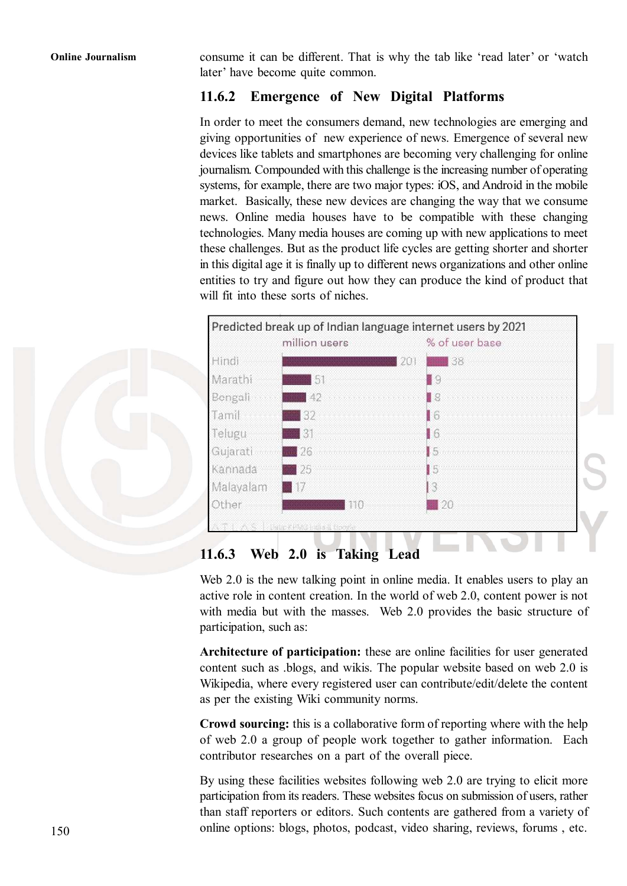consume it can be different. That is why the tab like 'read later' or 'watch later' have become quite common.

### 11.6.2 Emergence of New Digital Platforms

In order to meet the consumers demand, new technologies are emerging and giving opportunities of new experience of news. Emergence of several new devices like tablets and smartphones are becoming very challenging for online journalism. Compounded with this challenge is the increasing number of operating systems, for example, there are two major types: iOS, and Android in the mobile market. Basically, these new devices are changing the way that we consume news. Online media houses have to be compatible with these changing technologies. Many media houses are coming up with new applications to meet these challenges. But as the product life cycles are getting shorter and shorter in this digital age it is finally up to different news organizations and other online entities to try and figure out how they can produce the kind of product that will fit into these sorts of niches.

Predicted break up of Indian language internet users by 2021

| | million users | % of user base |
|---|---|---|
| Hindi | 201 | 38 |
| Marathi | 51 | 9 |
| Bengali | 42 | 8 |
| Tamil | 32 | 6 |
| Telugu | 31 | 6 |
| Gujarati | 26 | 5 |
| Kannada | 25 | 5 |
| Malayalam | 17 | 3 |
| Other | 110 | 20 |

Data: KPMG India & Google

### 11.6.3 Web 2.0 is Taking Lead

Web 2.0 is the new talking point in online media. It enables users to play an active role in content creation. In the world of web 2.0, content power is not with media but with the masses. Web 2.0 provides the basic structure of participation, such as:

**Architecture of participation:** these are online facilities for user generated content such as .blogs, and wikis. The popular website based on web 2.0 is Wikipedia, where every registered user can contribute/edit/delete the content as per the existing Wiki community norms.

**Crowd sourcing:** this is a collaborative form of reporting where with the help of web 2.0 a group of people work together to gather information. Each contributor researches on a part of the overall piece.

By using these facilities websites following web 2.0 are trying to elicit more participation from its readers. These websites focus on submission of users, rather than staff reporters or editors. Such contents are gathered from a variety of online options: blogs, photos, podcast, video sharing, reviews, forums , etc.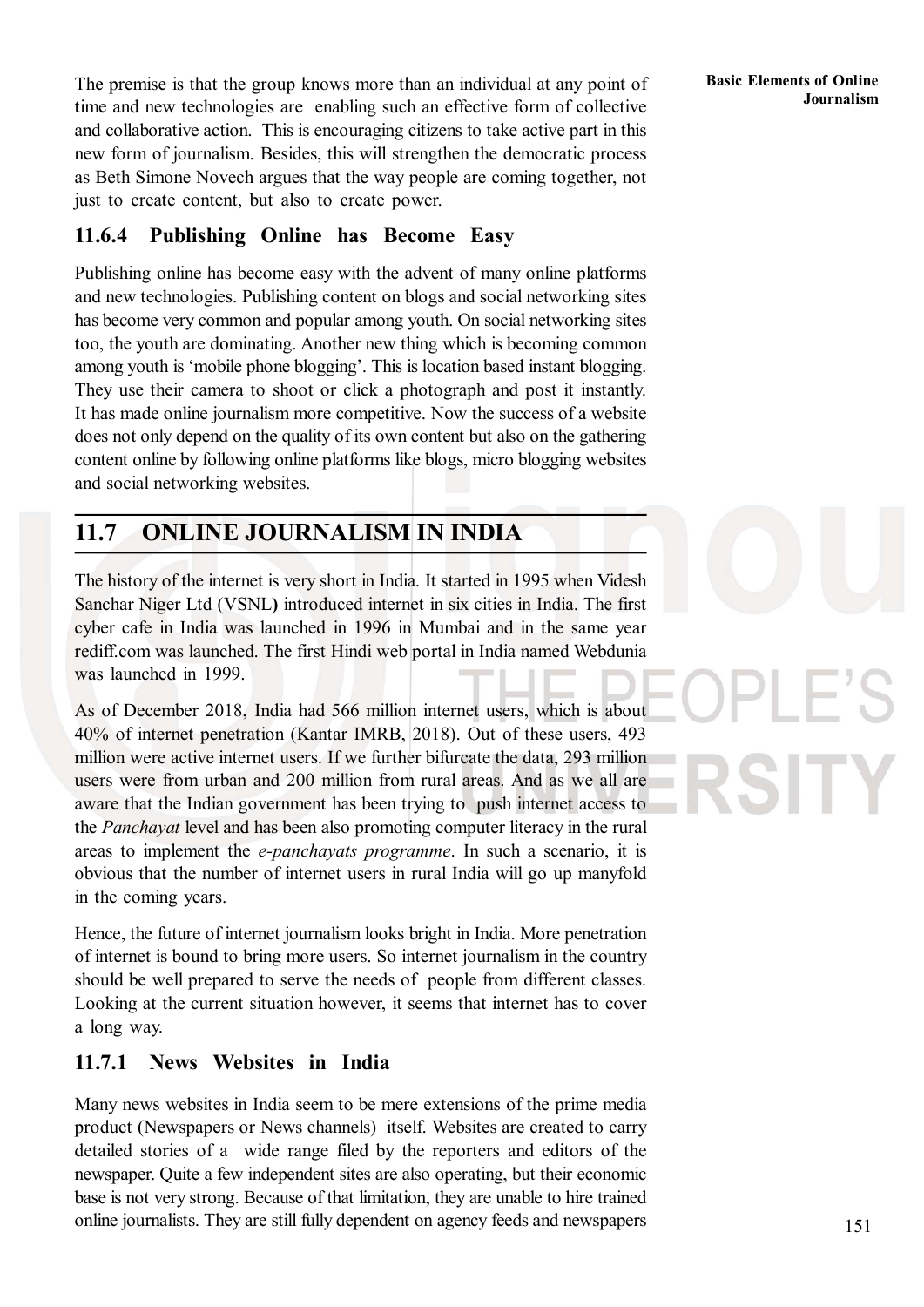The premise is that the group knows more than an individual at any point of time and new technologies are enabling such an effective form of collective and collaborative action. This is encouraging citizens to take active part in this new form of journalism. Besides, this will strengthen the democratic process as Beth Simone Novech argues that the way people are coming together, not just to create content, but also to create power.

### 11.6.4 Publishing Online has Become Easy

Publishing online has become easy with the advent of many online platforms and new technologies. Publishing content on blogs and social networking sites has become very common and popular among youth. On social networking sites too, the youth are dominating. Another new thing which is becoming common among youth is 'mobile phone blogging'. This is location based instant blogging. They use their camera to shoot or click a photograph and post it instantly. It has made online journalism more competitive. Now the success of a website does not only depend on the quality of its own content but also on the gathering content online by following online platforms like blogs, micro blogging websites and social networking websites.

## 11.7 ONLINE JOURNALISM IN INDIA

The history of the internet is very short in India. It started in 1995 when Videsh Sanchar Niger Ltd (VSNL**)** introduced internet in six cities in India. The first cyber cafe in India was launched in 1996 in Mumbai and in the same year rediff.com was launched. The first Hindi web portal in India named Webdunia was launched in 1999.

As of December 2018, India had 566 million internet users, which is about 40% of internet penetration (Kantar IMRB, 2018). Out of these users, 493 million were active internet users. If we further bifurcate the data, 293 million users were from urban and 200 million from rural areas. And as we all are aware that the Indian government has been trying to push internet access to the *Panchayat* level and has been also promoting computer literacy in the rural areas to implement the *e-panchayats programme*. In such a scenario, it is obvious that the number of internet users in rural India will go up manyfold in the coming years.

Hence, the future of internet journalism looks bright in India. More penetration of internet is bound to bring more users. So internet journalism in the country should be well prepared to serve the needs of people from different classes. Looking at the current situation however, it seems that internet has to cover a long way.

### 11.7.1 News Websites in India

Many news websites in India seem to be mere extensions of the prime media product (Newspapers or News channels) itself. Websites are created to carry detailed stories of a wide range filed by the reporters and editors of the newspaper. Quite a few independent sites are also operating, but their economic base is not very strong. Because of that limitation, they are unable to hire trained online journalists. They are still fully dependent on agency feeds and newspapers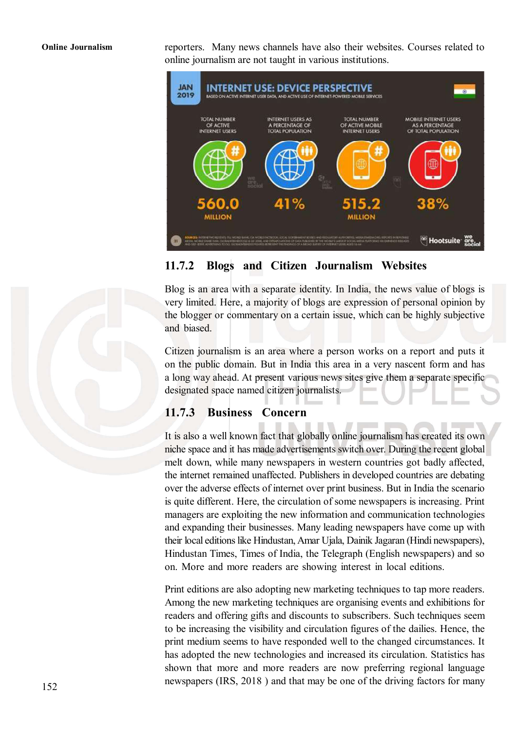reporters. Many news channels have also their websites. Courses related to online journalism are not taught in various institutions.

JAN 2019

INTERNET USE: DEVICE PERSPECTIVE

BASED ON ACTIVE INTERNET USER DATA, AND ACTIVE USE OF INTERNET-POWERED MOBILE SERVICES

| TOTAL NUMBER OF ACTIVE INTERNET USERS | INTERNET USERS AS A PERCENTAGE OF TOTAL POPULATION | TOTAL NUMBER OF ACTIVE MOBILE INTERNET USERS | MOBILE INTERNET USERS AS A PERCENTAGE OF TOTAL POPULATION |
|---|---|---|---|
| 560.0 MILLION | 41% | 515.2 MILLION | 38% |

Hootsuite · we are social

### 11.7.2 Blogs and Citizen Journalism Websites

Blog is an area with a separate identity. In India, the news value of blogs is very limited. Here, a majority of blogs are expression of personal opinion by the blogger or commentary on a certain issue, which can be highly subjective and biased.

Citizen journalism is an area where a person works on a report and puts it on the public domain. But in India this area in a very nascent form and has a long way ahead. At present various news sites give them a separate specific designated space named citizen journalists.

### 11.7.3 Business Concern

It is also a well known fact that globally online journalism has created its own niche space and it has made advertisements switch over. During the recent global melt down, while many newspapers in western countries got badly affected, the internet remained unaffected. Publishers in developed countries are debating over the adverse effects of internet over print business. But in India the scenario is quite different. Here, the circulation of some newspapers is increasing. Print managers are exploiting the new information and communication technologies and expanding their businesses. Many leading newspapers have come up with their local editions like Hindustan, Amar Ujala, Dainik Jagaran (Hindi newspapers), Hindustan Times, Times of India, the Telegraph (English newspapers) and so on. More and more readers are showing interest in local editions.

Print editions are also adopting new marketing techniques to tap more readers. Among the new marketing techniques are organising events and exhibitions for readers and offering gifts and discounts to subscribers. Such techniques seem to be increasing the visibility and circulation figures of the dailies. Hence, the print medium seems to have responded well to the changed circumstances. It has adopted the new technologies and increased its circulation. Statistics has shown that more and more readers are now preferring regional language newspapers (IRS, 2018 ) and that may be one of the driving factors for many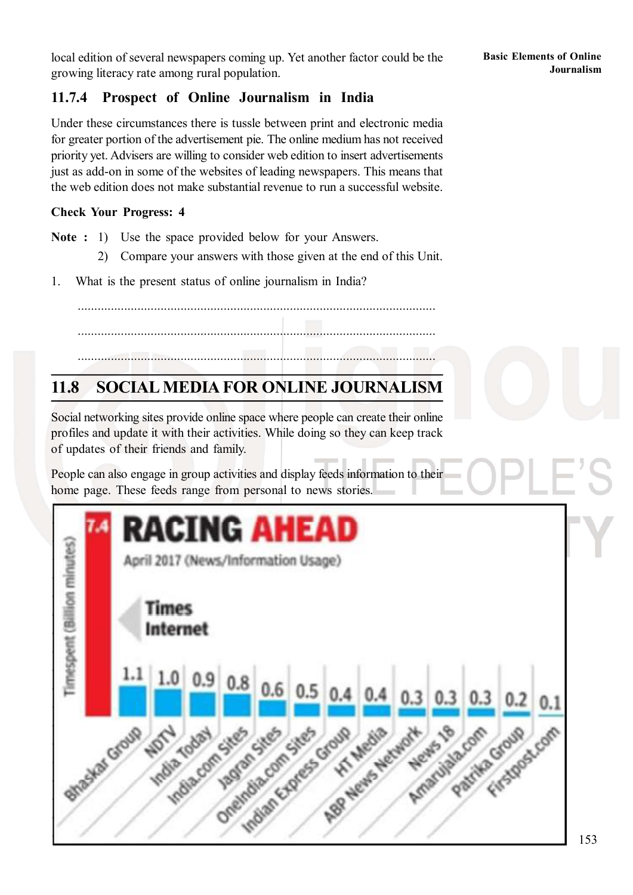local edition of several newspapers coming up. Yet another factor could be the growing literacy rate among rural population.

### 11.7.4 Prospect of Online Journalism in India

Under these circumstances there is tussle between print and electronic media for greater portion of the advertisement pie. The online medium has not received priority yet. Advisers are willing to consider web edition to insert advertisements just as add-on in some of the websites of leading newspapers. This means that the web edition does not make substantial revenue to run a successful website.

**Check Your Progress: 4**

**Note :** 1) Use the space provided below for your Answers.

2) Compare your answers with those given at the end of this Unit.

1. What is the present status of online journalism in India?

..........................................................................................................

..........................................................................................................

..........................................................................................................

## 11.8 SOCIAL MEDIA FOR ONLINE JOURNALISM

Social networking sites provide online space where people can create their online profiles and update it with their activities. While doing so they can keep track of updates of their friends and family.

People can also engage in group activities and display feeds information to their home page. These feeds range from personal to news stories.

**RACING AHEAD**

April 2017 (News/Information Usage)

| Group | Timespent (Billion minutes) |
|---|---|
| Times Internet | 7.4 |
| Bhaskar Group | 1.1 |
| NDTV | 1.0 |
| India Today | 0.9 |
| India.com Sites | 0.8 |
| Jagran Sites | 0.6 |
| OneIndia.com Sites | 0.5 |
| Indian Express Group | 0.4 |
| HT Media | 0.4 |
| ABP News Network | 0.3 |
| News 18 | 0.3 |
| Amarujala.com | 0.3 |
| Patrika Group | 0.2 |
| Firstpost.com | 0.1 |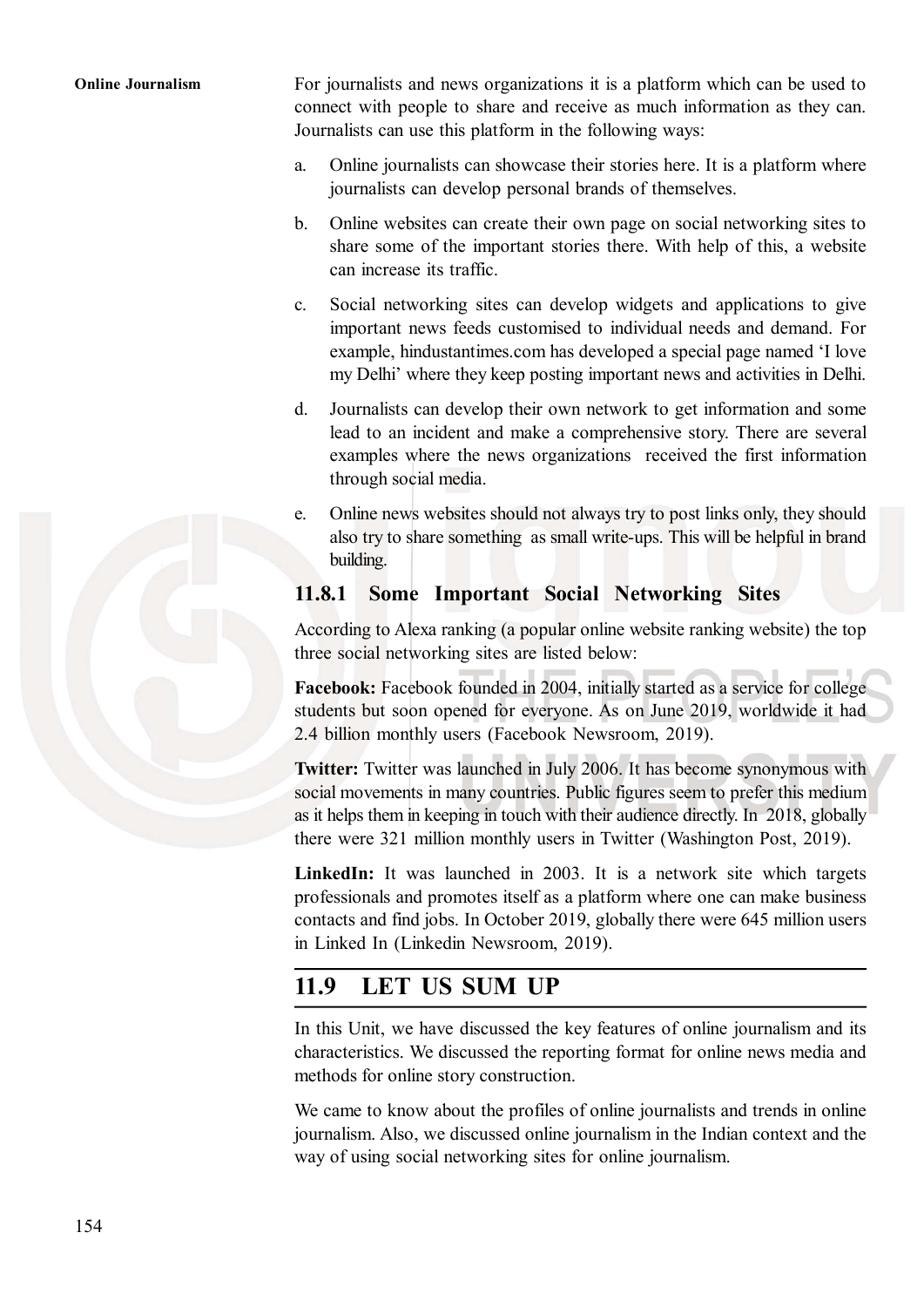For journalists and news organizations it is a platform which can be used to connect with people to share and receive as much information as they can. Journalists can use this platform in the following ways:

a. Online journalists can showcase their stories here. It is a platform where journalists can develop personal brands of themselves.

b. Online websites can create their own page on social networking sites to share some of the important stories there. With help of this, a website can increase its traffic.

c. Social networking sites can develop widgets and applications to give important news feeds customised to individual needs and demand. For example, hindustantimes.com has developed a special page named 'I love my Delhi' where they keep posting important news and activities in Delhi.

d. Journalists can develop their own network to get information and some lead to an incident and make a comprehensive story. There are several examples where the news organizations received the first information through social media.

e. Online news websites should not always try to post links only, they should also try to share something as small write-ups. This will be helpful in brand building.

### 11.8.1 Some Important Social Networking Sites

According to Alexa ranking (a popular online website ranking website) the top three social networking sites are listed below:

**Facebook:** Facebook founded in 2004, initially started as a service for college students but soon opened for everyone. As on June 2019, worldwide it had 2.4 billion monthly users (Facebook Newsroom, 2019).

**Twitter:** Twitter was launched in July 2006. It has become synonymous with social movements in many countries. Public figures seem to prefer this medium as it helps them in keeping in touch with their audience directly. In 2018, globally there were 321 million monthly users in Twitter (Washington Post, 2019).

**LinkedIn:** It was launched in 2003. It is a network site which targets professionals and promotes itself as a platform where one can make business contacts and find jobs. In October 2019, globally there were 645 million users in Linked In (Linkedin Newsroom, 2019).

## 11.9 LET US SUM UP

In this Unit, we have discussed the key features of online journalism and its characteristics. We discussed the reporting format for online news media and methods for online story construction.

We came to know about the profiles of online journalists and trends in online journalism. Also, we discussed online journalism in the Indian context and the way of using social networking sites for online journalism.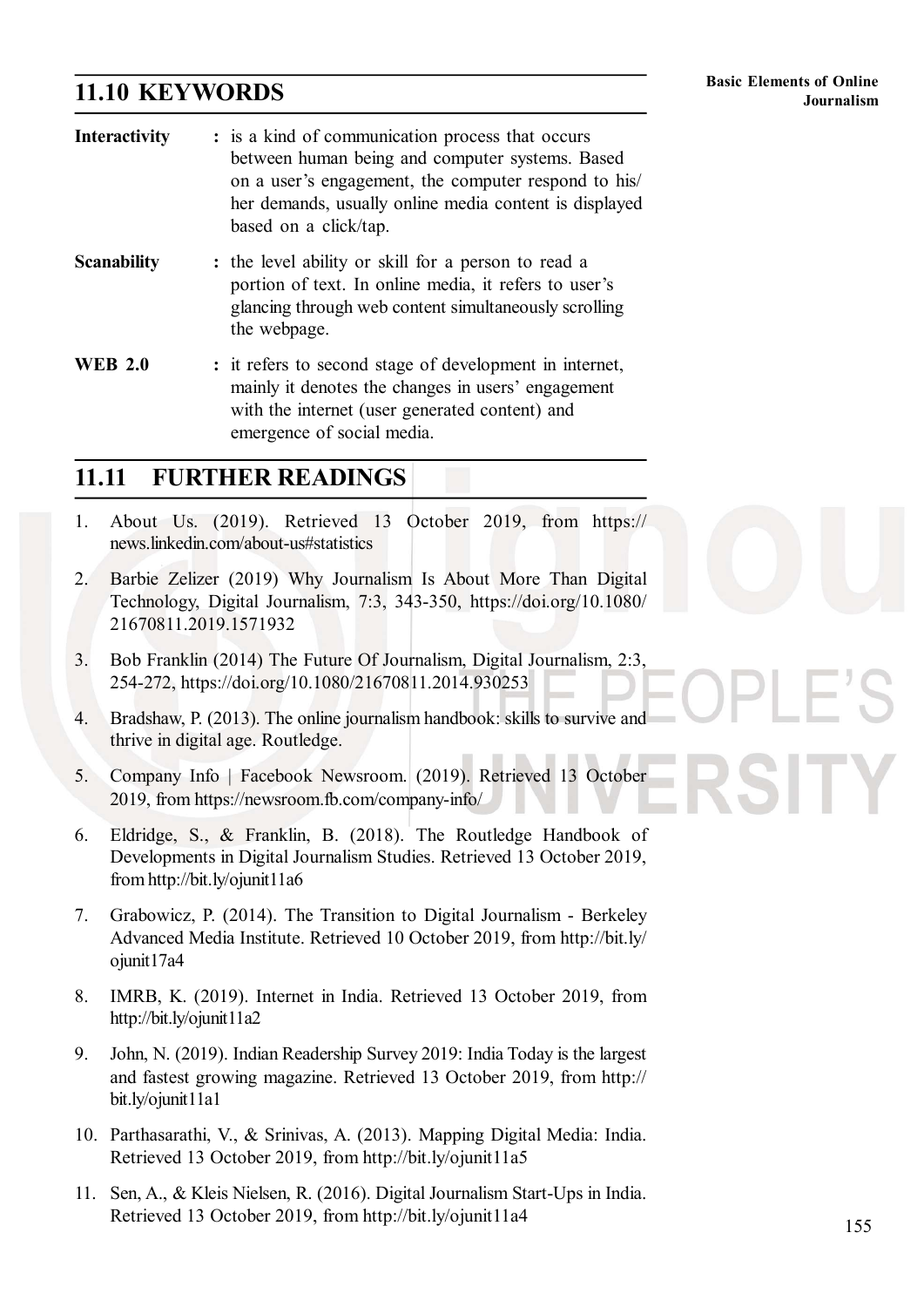## 11.10 KEYWORDS

**Interactivity** : is a kind of communication process that occurs between human being and computer systems. Based on a user's engagement, the computer respond to his/her demands, usually online media content is displayed based on a click/tap.

**Scanability** : the level ability or skill for a person to read a portion of text. In online media, it refers to user's glancing through web content simultaneously scrolling the webpage.

**WEB 2.0** : it refers to second stage of development in internet, mainly it denotes the changes in users' engagement with the internet (user generated content) and emergence of social media.

## 11.11 FURTHER READINGS

1. About Us. (2019). Retrieved 13 October 2019, from https://news.linkedin.com/about-us#statistics
2. Barbie Zelizer (2019) Why Journalism Is About More Than Digital Technology, Digital Journalism, 7:3, 343-350, https://doi.org/10.1080/21670811.2019.1571932
3. Bob Franklin (2014) The Future Of Journalism, Digital Journalism, 2:3, 254-272, https://doi.org/10.1080/21670811.2014.930253
4. Bradshaw, P. (2013). The online journalism handbook: skills to survive and thrive in digital age. Routledge.
5. Company Info | Facebook Newsroom. (2019). Retrieved 13 October 2019, from https://newsroom.fb.com/company-info/
6. Eldridge, S., & Franklin, B. (2018). The Routledge Handbook of Developments in Digital Journalism Studies. Retrieved 13 October 2019, from http://bit.ly/ojunit11a6
7. Grabowicz, P. (2014). The Transition to Digital Journalism - Berkeley Advanced Media Institute. Retrieved 10 October 2019, from http://bit.ly/ojunit17a4
8. IMRB, K. (2019). Internet in India. Retrieved 13 October 2019, from http://bit.ly/ojunit11a2
9. John, N. (2019). Indian Readership Survey 2019: India Today is the largest and fastest growing magazine. Retrieved 13 October 2019, from http://bit.ly/ojunit11a1
10. Parthasarathi, V., & Srinivas, A. (2013). Mapping Digital Media: India. Retrieved 13 October 2019, from http://bit.ly/ojunit11a5
11. Sen, A., & Kleis Nielsen, R. (2016). Digital Journalism Start-Ups in India. Retrieved 13 October 2019, from http://bit.ly/ojunit11a4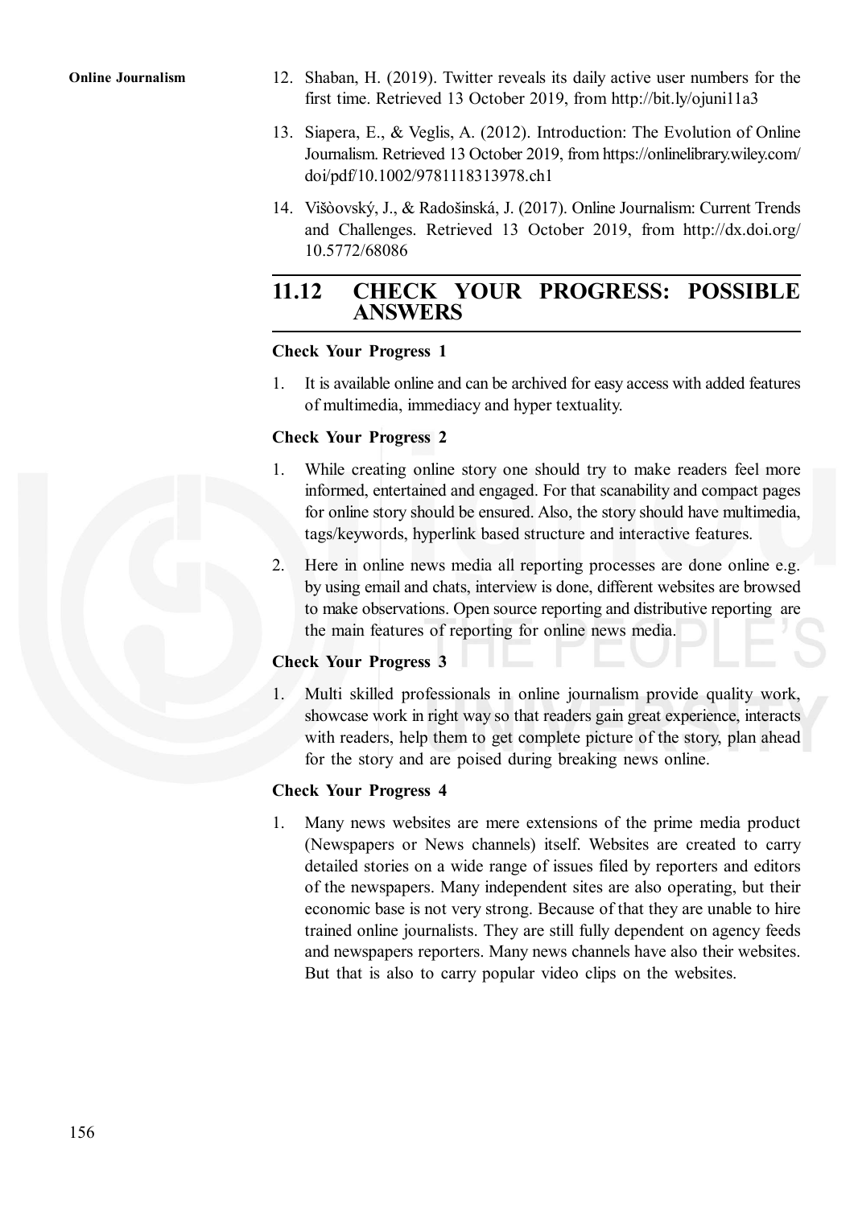12. Shaban, H. (2019). Twitter reveals its daily active user numbers for the first time. Retrieved 13 October 2019, from http://bit.ly/ojuni11a3

13. Siapera, E., & Veglis, A. (2012). Introduction: The Evolution of Online Journalism. Retrieved 13 October 2019, from https://onlinelibrary.wiley.com/doi/pdf/10.1002/9781118313978.ch1

14. Višòovský, J., & Radošinská, J. (2017). Online Journalism: Current Trends and Challenges. Retrieved 13 October 2019, from http://dx.doi.org/10.5772/68086

## 11.12 CHECK YOUR PROGRESS: POSSIBLE ANSWERS

**Check Your Progress 1**

1. It is available online and can be archived for easy access with added features of multimedia, immediacy and hyper textuality.

**Check Your Progress 2**

1. While creating online story one should try to make readers feel more informed, entertained and engaged. For that scanability and compact pages for online story should be ensured. Also, the story should have multimedia, tags/keywords, hyperlink based structure and interactive features.

2. Here in online news media all reporting processes are done online e.g. by using email and chats, interview is done, different websites are browsed to make observations. Open source reporting and distributive reporting are the main features of reporting for online news media.

**Check Your Progress 3**

1. Multi skilled professionals in online journalism provide quality work, showcase work in right way so that readers gain great experience, interacts with readers, help them to get complete picture of the story, plan ahead for the story and are poised during breaking news online.

**Check Your Progress 4**

1. Many news websites are mere extensions of the prime media product (Newspapers or News channels) itself. Websites are created to carry detailed stories on a wide range of issues filed by reporters and editors of the newspapers. Many independent sites are also operating, but their economic base is not very strong. Because of that they are unable to hire trained online journalists. They are still fully dependent on agency feeds and newspapers reporters. Many news channels have also their websites. But that is also to carry popular video clips on the websites.